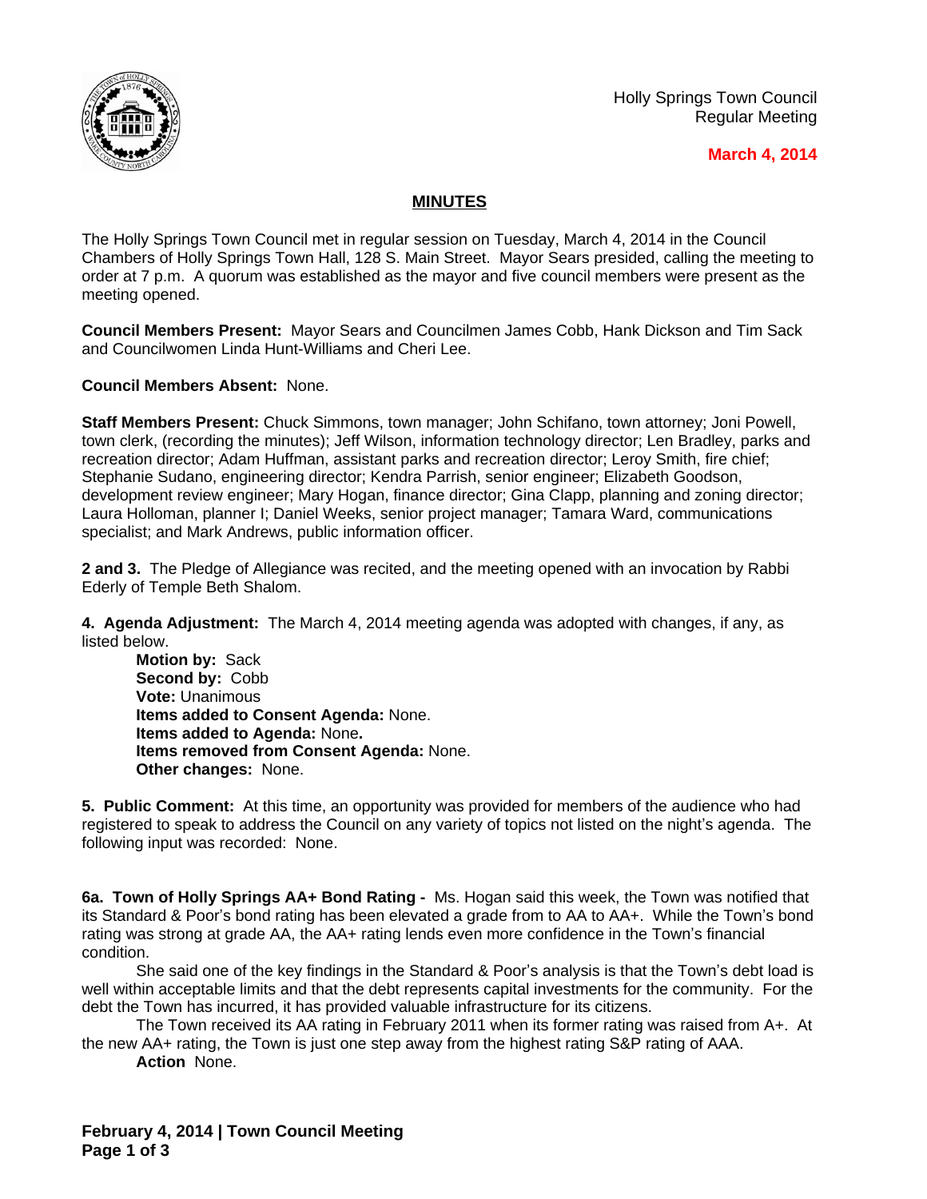Holly Springs Town Council
Regular Meeting

**March 4, 2014**

## MINUTES

The Holly Springs Town Council met in regular session on Tuesday, March 4, 2014 in the Council Chambers of Holly Springs Town Hall, 128 S. Main Street. Mayor Sears presided, calling the meeting to order at 7 p.m. A quorum was established as the mayor and five council members were present as the meeting opened.

**Council Members Present:** Mayor Sears and Councilmen James Cobb, Hank Dickson and Tim Sack and Councilwomen Linda Hunt-Williams and Cheri Lee.

**Council Members Absent:** None.

**Staff Members Present:** Chuck Simmons, town manager; John Schifano, town attorney; Joni Powell, town clerk, (recording the minutes); Jeff Wilson, information technology director; Len Bradley, parks and recreation director; Adam Huffman, assistant parks and recreation director; Leroy Smith, fire chief; Stephanie Sudano, engineering director; Kendra Parrish, senior engineer; Elizabeth Goodson, development review engineer; Mary Hogan, finance director; Gina Clapp, planning and zoning director; Laura Holloman, planner I; Daniel Weeks, senior project manager; Tamara Ward, communications specialist; and Mark Andrews, public information officer.

**2 and 3.** The Pledge of Allegiance was recited, and the meeting opened with an invocation by Rabbi Ederly of Temple Beth Shalom.

**4. Agenda Adjustment:** The March 4, 2014 meeting agenda was adopted with changes, if any, as listed below.

**Motion by:** Sack
**Second by:** Cobb
**Vote:** Unanimous
**Items added to Consent Agenda:** None.
**Items added to Agenda:** None.
**Items removed from Consent Agenda:** None.
**Other changes:** None.

**5. Public Comment:** At this time, an opportunity was provided for members of the audience who had registered to speak to address the Council on any variety of topics not listed on the night's agenda. The following input was recorded: None.

**6a. Town of Holly Springs AA+ Bond Rating -** Ms. Hogan said this week, the Town was notified that its Standard & Poor's bond rating has been elevated a grade from to AA to AA+. While the Town's bond rating was strong at grade AA, the AA+ rating lends even more confidence in the Town's financial condition.

She said one of the key findings in the Standard & Poor's analysis is that the Town's debt load is well within acceptable limits and that the debt represents capital investments for the community. For the debt the Town has incurred, it has provided valuable infrastructure for its citizens.

The Town received its AA rating in February 2011 when its former rating was raised from A+. At the new AA+ rating, the Town is just one step away from the highest rating S&P rating of AAA.

**Action** None.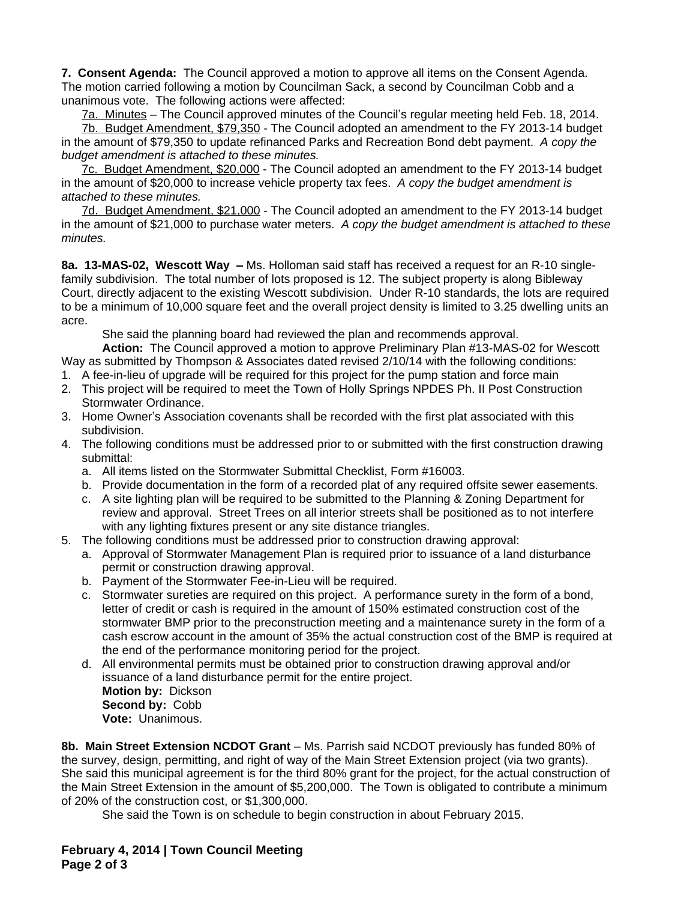**7. Consent Agenda:** The Council approved a motion to approve all items on the Consent Agenda. The motion carried following a motion by Councilman Sack, a second by Councilman Cobb and a unanimous vote. The following actions were affected:

7a. Minutes – The Council approved minutes of the Council's regular meeting held Feb. 18, 2014.

7b. Budget Amendment, $79,350 - The Council adopted an amendment to the FY 2013-14 budget in the amount of $79,350 to update refinanced Parks and Recreation Bond debt payment. *A copy the budget amendment is attached to these minutes.*

7c. Budget Amendment, $20,000 - The Council adopted an amendment to the FY 2013-14 budget in the amount of $20,000 to increase vehicle property tax fees. *A copy the budget amendment is attached to these minutes.*

7d. Budget Amendment, $21,000 - The Council adopted an amendment to the FY 2013-14 budget in the amount of $21,000 to purchase water meters. *A copy the budget amendment is attached to these minutes.*

**8a. 13-MAS-02, Wescott Way –** Ms. Holloman said staff has received a request for an R-10 single-family subdivision. The total number of lots proposed is 12. The subject property is along Bibleway Court, directly adjacent to the existing Wescott subdivision. Under R-10 standards, the lots are required to be a minimum of 10,000 square feet and the overall project density is limited to 3.25 dwelling units an acre.

She said the planning board had reviewed the plan and recommends approval.

**Action:** The Council approved a motion to approve Preliminary Plan #13-MAS-02 for Wescott Way as submitted by Thompson & Associates dated revised 2/10/14 with the following conditions:

1. A fee-in-lieu of upgrade will be required for this project for the pump station and force main
2. This project will be required to meet the Town of Holly Springs NPDES Ph. II Post Construction Stormwater Ordinance.
3. Home Owner's Association covenants shall be recorded with the first plat associated with this subdivision.
4. The following conditions must be addressed prior to or submitted with the first construction drawing submittal:
   a. All items listed on the Stormwater Submittal Checklist, Form #16003.
   b. Provide documentation in the form of a recorded plat of any required offsite sewer easements.
   c. A site lighting plan will be required to be submitted to the Planning & Zoning Department for review and approval. Street Trees on all interior streets shall be positioned as to not interfere with any lighting fixtures present or any site distance triangles.
5. The following conditions must be addressed prior to construction drawing approval:
   a. Approval of Stormwater Management Plan is required prior to issuance of a land disturbance permit or construction drawing approval.
   b. Payment of the Stormwater Fee-in-Lieu will be required.
   c. Stormwater sureties are required on this project. A performance surety in the form of a bond, letter of credit or cash is required in the amount of 150% estimated construction cost of the stormwater BMP prior to the preconstruction meeting and a maintenance surety in the form of a cash escrow account in the amount of 35% the actual construction cost of the BMP is required at the end of the performance monitoring period for the project.
   d. All environmental permits must be obtained prior to construction drawing approval and/or issuance of a land disturbance permit for the entire project.

**Motion by:** Dickson
**Second by:** Cobb
**Vote:** Unanimous.

**8b. Main Street Extension NCDOT Grant** – Ms. Parrish said NCDOT previously has funded 80% of the survey, design, permitting, and right of way of the Main Street Extension project (via two grants). She said this municipal agreement is for the third 80% grant for the project, for the actual construction of the Main Street Extension in the amount of $5,200,000. The Town is obligated to contribute a minimum of 20% of the construction cost, or $1,300,000.

She said the Town is on schedule to begin construction in about February 2015.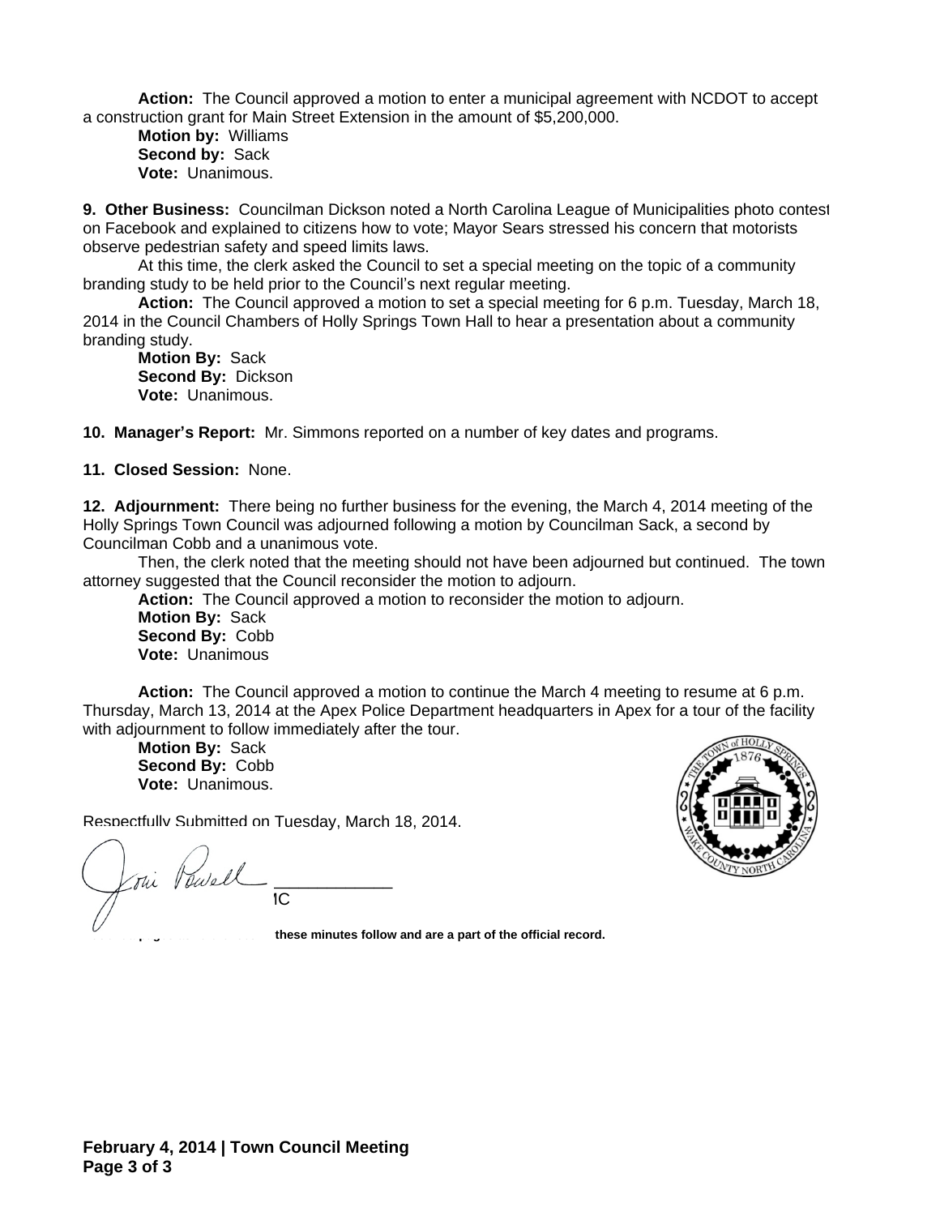**Action:** The Council approved a motion to enter a municipal agreement with NCDOT to accept a construction grant for Main Street Extension in the amount of $5,200,000.

**Motion by:** Williams
**Second by:** Sack
**Vote:** Unanimous.

**9. Other Business:** Councilman Dickson noted a North Carolina League of Municipalities photo contest on Facebook and explained to citizens how to vote; Mayor Sears stressed his concern that motorists observe pedestrian safety and speed limits laws.

At this time, the clerk asked the Council to set a special meeting on the topic of a community branding study to be held prior to the Council's next regular meeting.

**Action:** The Council approved a motion to set a special meeting for 6 p.m. Tuesday, March 18, 2014 in the Council Chambers of Holly Springs Town Hall to hear a presentation about a community branding study.

**Motion By:** Sack
**Second By:** Dickson
**Vote:** Unanimous.

**10. Manager's Report:** Mr. Simmons reported on a number of key dates and programs.

**11. Closed Session:** None.

**12. Adjournment:** There being no further business for the evening, the March 4, 2014 meeting of the Holly Springs Town Council was adjourned following a motion by Councilman Sack, a second by Councilman Cobb and a unanimous vote.

Then, the clerk noted that the meeting should not have been adjourned but continued. The town attorney suggested that the Council reconsider the motion to adjourn.

**Action:** The Council approved a motion to reconsider the motion to adjourn.

**Motion By:** Sack
**Second By:** Cobb
**Vote:** Unanimous

**Action:** The Council approved a motion to continue the March 4 meeting to resume at 6 p.m. Thursday, March 13, 2014 at the Apex Police Department headquarters in Apex for a tour of the facility with adjournment to follow immediately after the tour.

**Motion By:** Sack
**Second By:** Cobb
**Vote:** Unanimous.

Respectfully Submitted on Tuesday, March 18, 2014.

Joni Powell ___________ MC

**these minutes follow and are a part of the official record.**